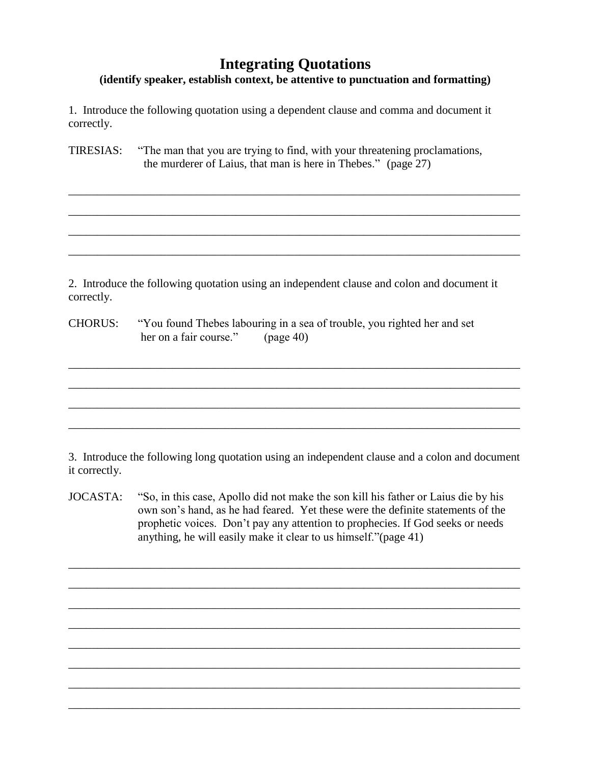# Integrating Quotations

**(identify speaker, establish context, be attentive to punctuation and formatting)**

1. Introduce the following quotation using a dependent clause and comma and document it correctly.

TIRESIAS: "The man that you are trying to find, with your threatening proclamations, the murderer of Laius, that man is here in Thebes." (page 27)

________________________________________________________________________________

________________________________________________________________________________

________________________________________________________________________________

________________________________________________________________________________

2. Introduce the following quotation using an independent clause and colon and document it correctly.

CHORUS: "You found Thebes labouring in a sea of trouble, you righted her and set her on a fair course." (page 40)

________________________________________________________________________________

________________________________________________________________________________

________________________________________________________________________________

________________________________________________________________________________

3. Introduce the following long quotation using an independent clause and a colon and document it correctly.

JOCASTA: "So, in this case, Apollo did not make the son kill his father or Laius die by his own son's hand, as he had feared. Yet these were the definite statements of the prophetic voices. Don't pay any attention to prophecies. If God seeks or needs anything, he will easily make it clear to us himself."(page 41)

________________________________________________________________________________

________________________________________________________________________________

________________________________________________________________________________

________________________________________________________________________________

________________________________________________________________________________

________________________________________________________________________________

________________________________________________________________________________

________________________________________________________________________________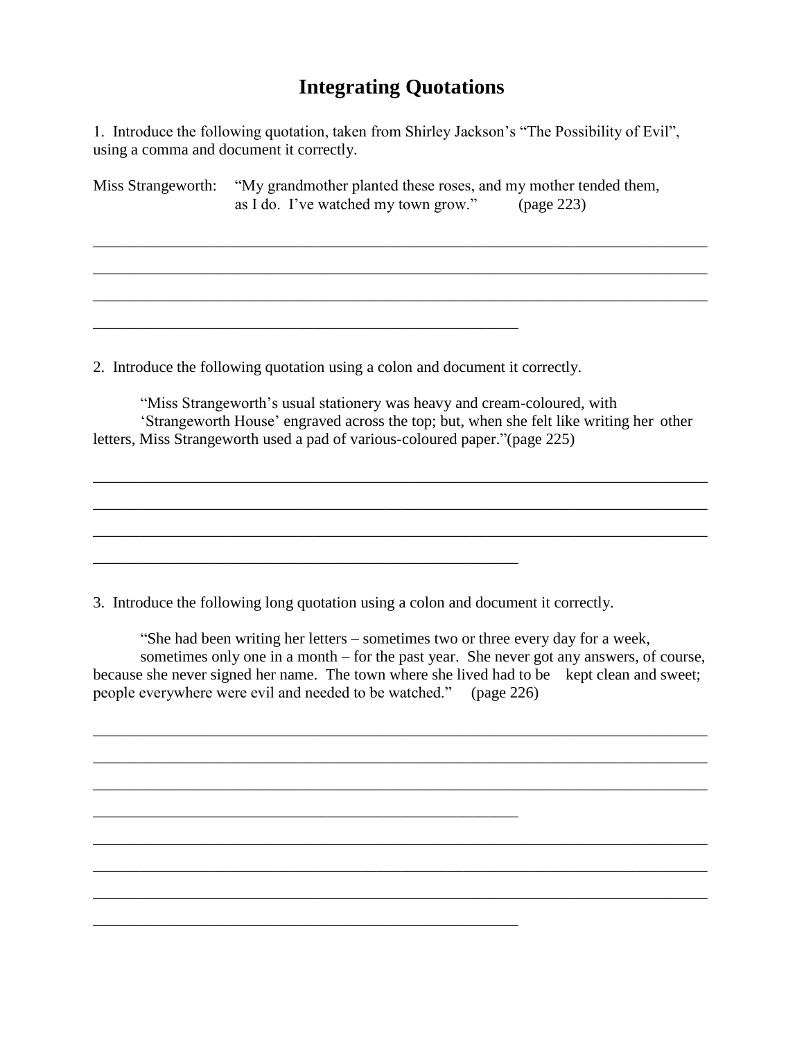# Integrating Quotations

1. Introduce the following quotation, taken from Shirley Jackson's "The Possibility of Evil", using a comma and document it correctly.

Miss Strangeworth: "My grandmother planted these roses, and my mother tended them, as I do. I've watched my town grow." (page 223)

_______________________________________________________________________________

_______________________________________________________________________________

_______________________________________________________________________________

_______________________________________________________

2. Introduce the following quotation using a colon and document it correctly.

"Miss Strangeworth's usual stationery was heavy and cream-coloured, with 'Strangeworth House' engraved across the top; but, when she felt like writing her other letters, Miss Strangeworth used a pad of various-coloured paper."(page 225)

_______________________________________________________________________________

_______________________________________________________________________________

_______________________________________________________________________________

_______________________________________________________

3. Introduce the following long quotation using a colon and document it correctly.

"She had been writing her letters – sometimes two or three every day for a week, sometimes only one in a month – for the past year. She never got any answers, of course, because she never signed her name. The town where she lived had to be kept clean and sweet; people everywhere were evil and needed to be watched." (page 226)

_______________________________________________________________________________

_______________________________________________________________________________

_______________________________________________________________________________

_______________________________________________________

_______________________________________________________________________________

_______________________________________________________________________________

_______________________________________________________________________________

_______________________________________________________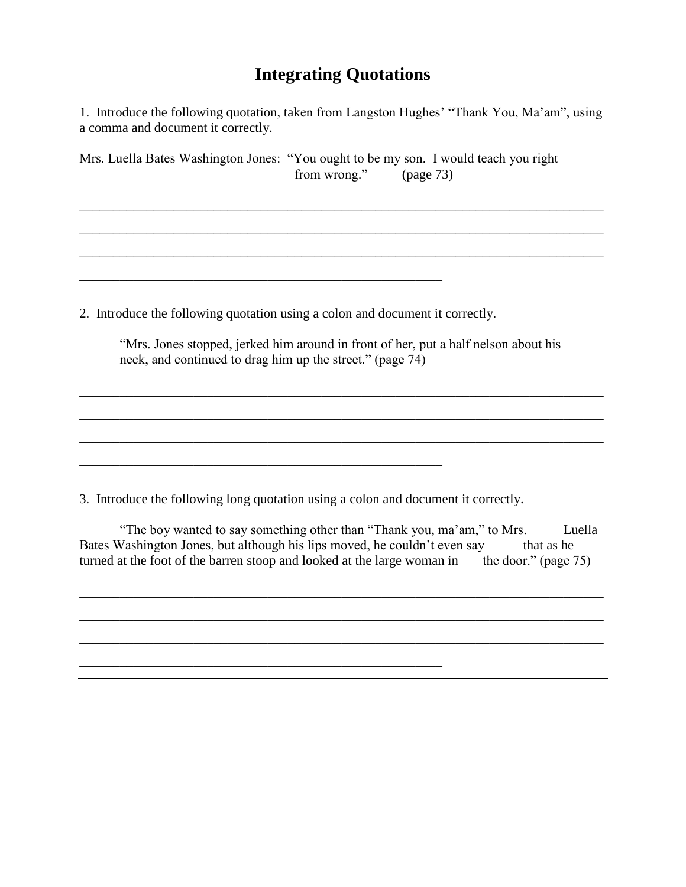# Integrating Quotations

1. Introduce the following quotation, taken from Langston Hughes' "Thank You, Ma'am", using a comma and document it correctly.

Mrs. Luella Bates Washington Jones: "You ought to be my son. I would teach you right from wrong." (page 73)

_______________________________________________________________________________

_______________________________________________________________________________

_______________________________________________________________________________

_______________________________________________________

2. Introduce the following quotation using a colon and document it correctly.

> "Mrs. Jones stopped, jerked him around in front of her, put a half nelson about his neck, and continued to drag him up the street." (page 74)

_______________________________________________________________________________

_______________________________________________________________________________

_______________________________________________________________________________

_______________________________________________________

3. Introduce the following long quotation using a colon and document it correctly.

"The boy wanted to say something other than "Thank you, ma'am," to Mrs. Luella Bates Washington Jones, but although his lips moved, he couldn't even say that as he turned at the foot of the barren stoop and looked at the large woman in the door." (page 75)

_______________________________________________________________________________

_______________________________________________________________________________

_______________________________________________________________________________

_______________________________________________________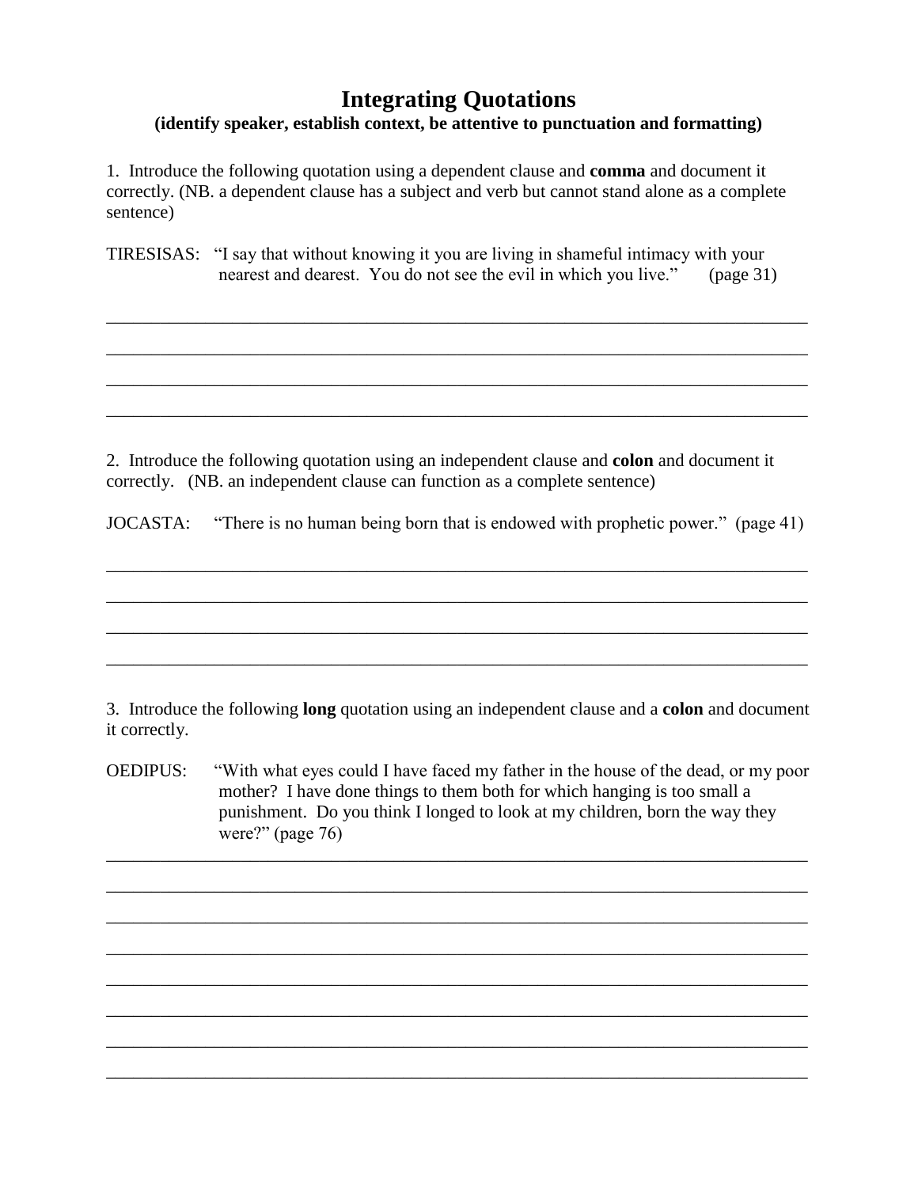# Integrating Quotations

**(identify speaker, establish context, be attentive to punctuation and formatting)**

1. Introduce the following quotation using a dependent clause and **comma** and document it correctly. (NB. a dependent clause has a subject and verb but cannot stand alone as a complete sentence)

TIRESISAS: "I say that without knowing it you are living in shameful intimacy with your nearest and dearest. You do not see the evil in which you live." (page 31)

______________________________________________________________________________

______________________________________________________________________________

______________________________________________________________________________

______________________________________________________________________________

2. Introduce the following quotation using an independent clause and **colon** and document it correctly. (NB. an independent clause can function as a complete sentence)

JOCASTA: "There is no human being born that is endowed with prophetic power." (page 41)

______________________________________________________________________________

______________________________________________________________________________

______________________________________________________________________________

______________________________________________________________________________

3. Introduce the following **long** quotation using an independent clause and a **colon** and document it correctly.

OEDIPUS: "With what eyes could I have faced my father in the house of the dead, or my poor mother? I have done things to them both for which hanging is too small a punishment. Do you think I longed to look at my children, born the way they were?" (page 76)

______________________________________________________________________________

______________________________________________________________________________

______________________________________________________________________________

______________________________________________________________________________

______________________________________________________________________________

______________________________________________________________________________

______________________________________________________________________________

______________________________________________________________________________